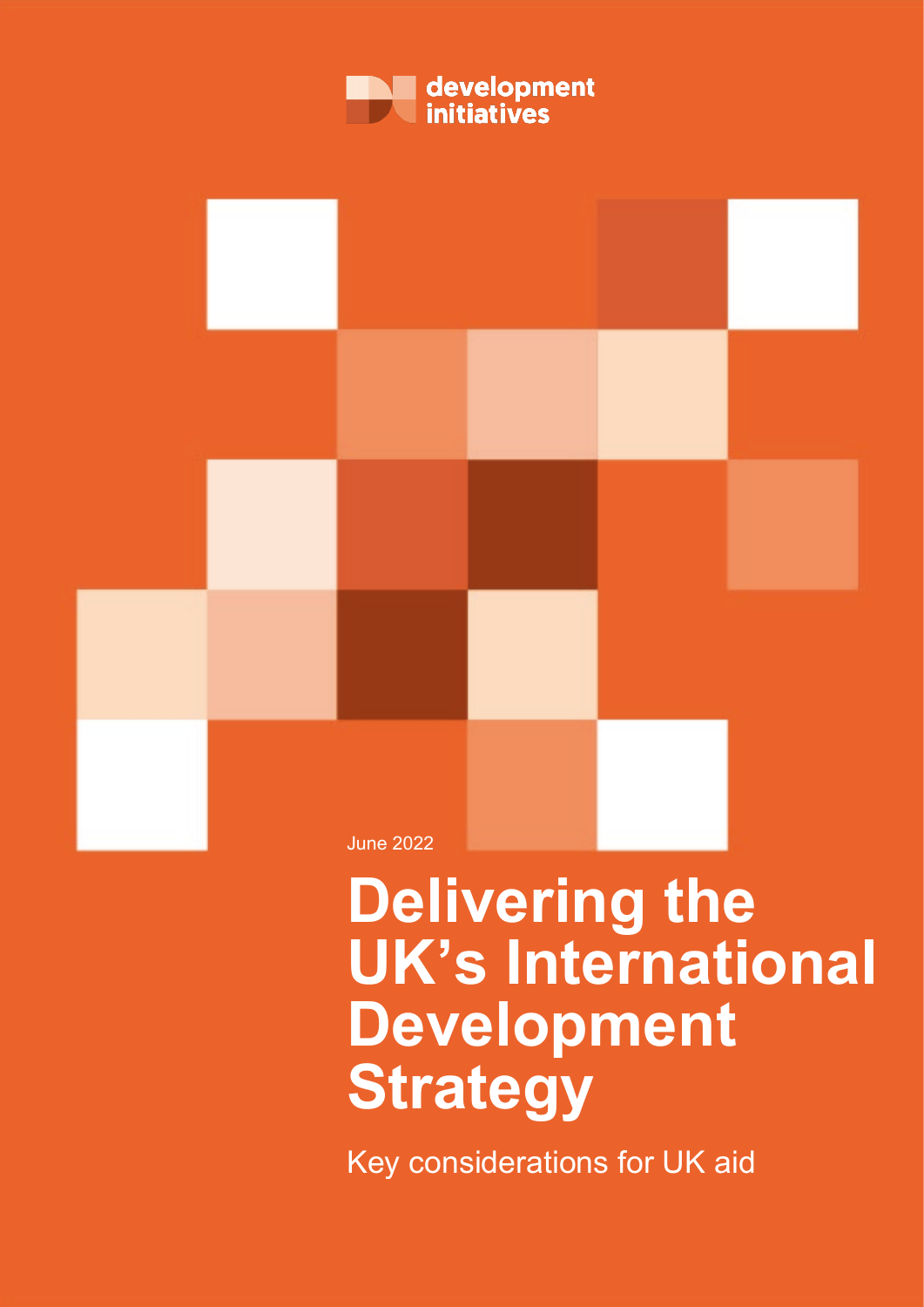development initiatives

June 2022

# Delivering the UK's International Development Strategy

Key considerations for UK aid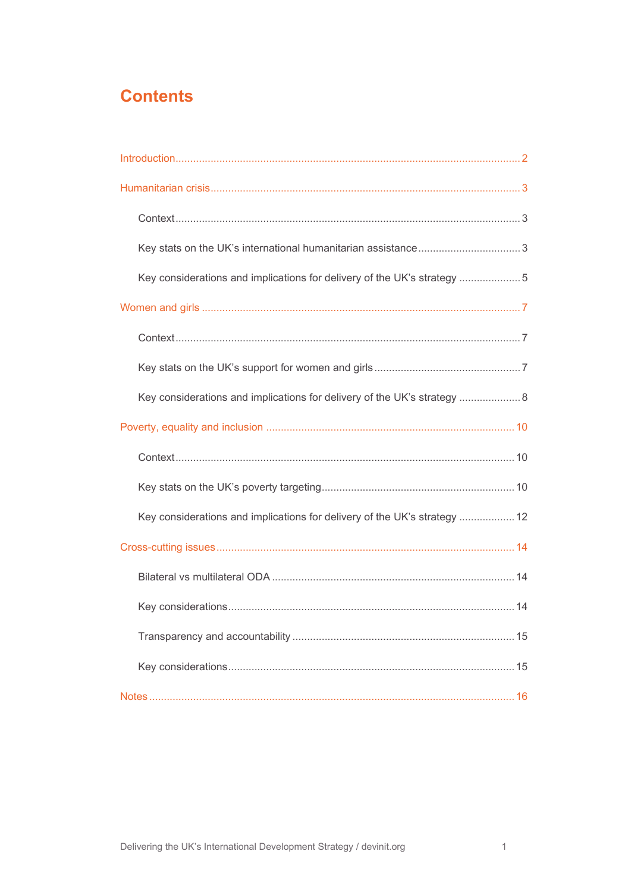# Contents

- Introduction ... 2
- Humanitarian crisis ... 3
  - Context ... 3
  - Key stats on the UK's international humanitarian assistance ... 3
  - Key considerations and implications for delivery of the UK's strategy ... 5
- Women and girls ... 7
  - Context ... 7
  - Key stats on the UK's support for women and girls ... 7
  - Key considerations and implications for delivery of the UK's strategy ... 8
- Poverty, equality and inclusion ... 10
  - Context ... 10
  - Key stats on the UK's poverty targeting ... 10
  - Key considerations and implications for delivery of the UK's strategy ... 12
- Cross-cutting issues ... 14
  - Bilateral vs multilateral ODA ... 14
  - Key considerations ... 14
  - Transparency and accountability ... 15
  - Key considerations ... 15
- Notes ... 16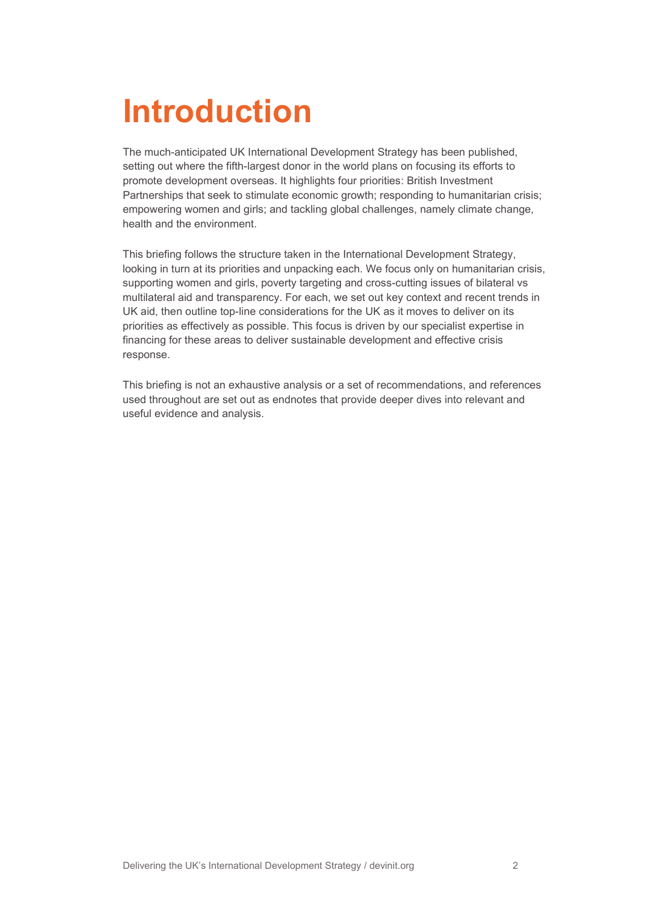# Introduction

The much-anticipated UK International Development Strategy has been published, setting out where the fifth-largest donor in the world plans on focusing its efforts to promote development overseas. It highlights four priorities: British Investment Partnerships that seek to stimulate economic growth; responding to humanitarian crisis; empowering women and girls; and tackling global challenges, namely climate change, health and the environment.

This briefing follows the structure taken in the International Development Strategy, looking in turn at its priorities and unpacking each. We focus only on humanitarian crisis, supporting women and girls, poverty targeting and cross-cutting issues of bilateral vs multilateral aid and transparency. For each, we set out key context and recent trends in UK aid, then outline top-line considerations for the UK as it moves to deliver on its priorities as effectively as possible. This focus is driven by our specialist expertise in financing for these areas to deliver sustainable development and effective crisis response.

This briefing is not an exhaustive analysis or a set of recommendations, and references used throughout are set out as endnotes that provide deeper dives into relevant and useful evidence and analysis.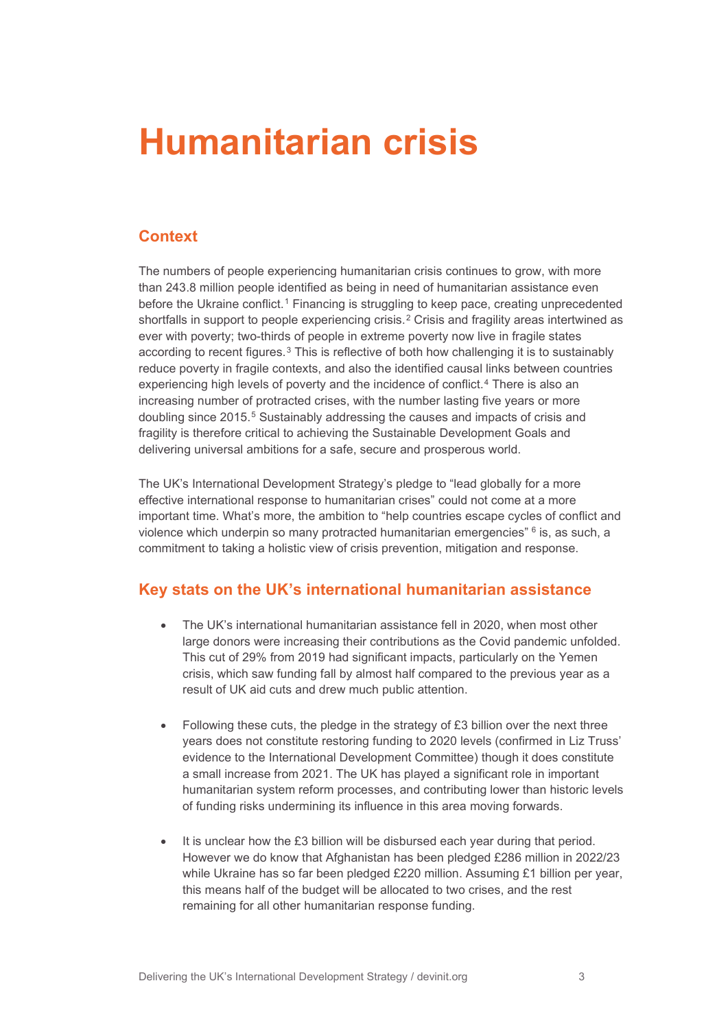# Humanitarian crisis

## Context

The numbers of people experiencing humanitarian crisis continues to grow, with more than 243.8 million people identified as being in need of humanitarian assistance even before the Ukraine conflict.[1] Financing is struggling to keep pace, creating unprecedented shortfalls in support to people experiencing crisis.[2] Crisis and fragility areas intertwined as ever with poverty; two-thirds of people in extreme poverty now live in fragile states according to recent figures.[3] This is reflective of both how challenging it is to sustainably reduce poverty in fragile contexts, and also the identified causal links between countries experiencing high levels of poverty and the incidence of conflict.[4] There is also an increasing number of protracted crises, with the number lasting five years or more doubling since 2015.[5] Sustainably addressing the causes and impacts of crisis and fragility is therefore critical to achieving the Sustainable Development Goals and delivering universal ambitions for a safe, secure and prosperous world.

The UK's International Development Strategy's pledge to "lead globally for a more effective international response to humanitarian crises" could not come at a more important time. What's more, the ambition to "help countries escape cycles of conflict and violence which underpin so many protracted humanitarian emergencies" [6] is, as such, a commitment to taking a holistic view of crisis prevention, mitigation and response.

## Key stats on the UK's international humanitarian assistance

- The UK's international humanitarian assistance fell in 2020, when most other large donors were increasing their contributions as the Covid pandemic unfolded. This cut of 29% from 2019 had significant impacts, particularly on the Yemen crisis, which saw funding fall by almost half compared to the previous year as a result of UK aid cuts and drew much public attention.

- Following these cuts, the pledge in the strategy of £3 billion over the next three years does not constitute restoring funding to 2020 levels (confirmed in Liz Truss' evidence to the International Development Committee) though it does constitute a small increase from 2021. The UK has played a significant role in important humanitarian system reform processes, and contributing lower than historic levels of funding risks undermining its influence in this area moving forwards.

- It is unclear how the £3 billion will be disbursed each year during that period. However we do know that Afghanistan has been pledged £286 million in 2022/23 while Ukraine has so far been pledged £220 million. Assuming £1 billion per year, this means half of the budget will be allocated to two crises, and the rest remaining for all other humanitarian response funding.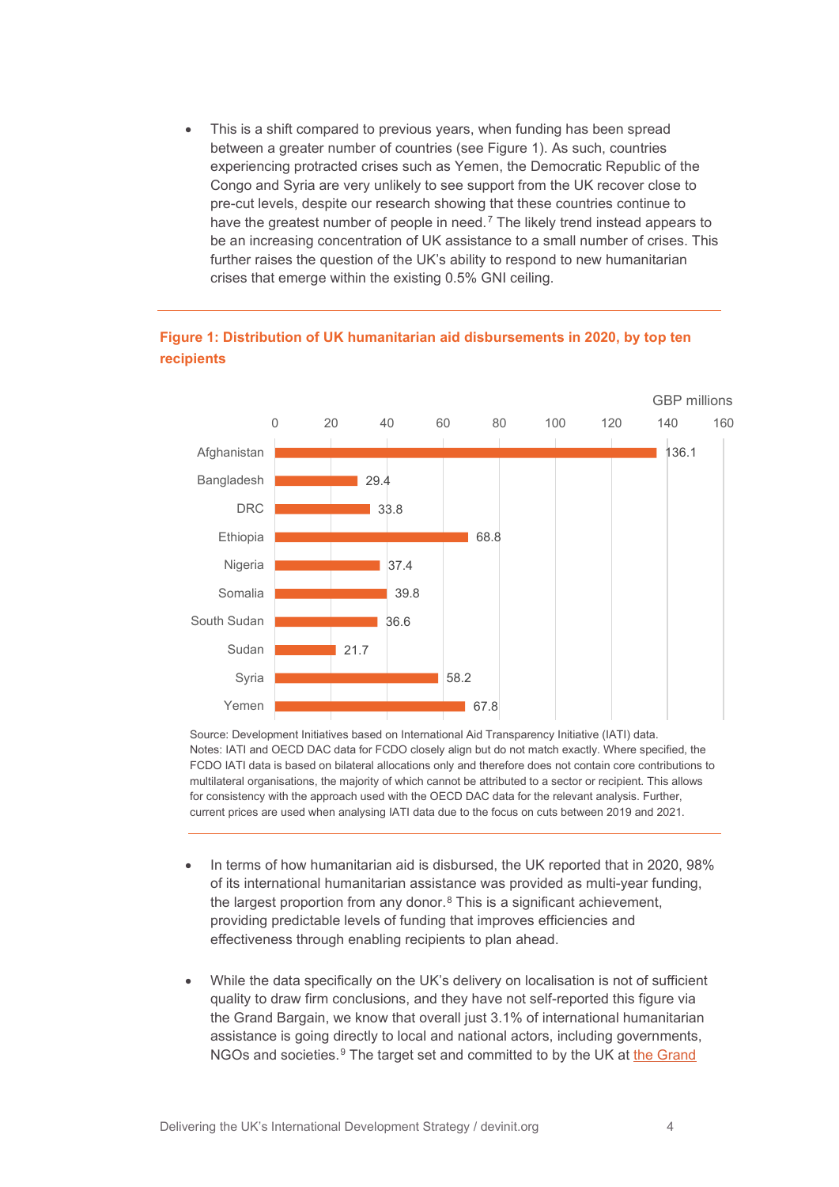- This is a shift compared to previous years, when funding has been spread between a greater number of countries (see Figure 1). As such, countries experiencing protracted crises such as Yemen, the Democratic Republic of the Congo and Syria are very unlikely to see support from the UK recover close to pre-cut levels, despite our research showing that these countries continue to have the greatest number of people in need.[7] The likely trend instead appears to be an increasing concentration of UK assistance to a small number of crises. This further raises the question of the UK's ability to respond to new humanitarian crises that emerge within the existing 0.5% GNI ceiling.

**Figure 1: Distribution of UK humanitarian aid disbursements in 2020, by top ten recipients**

| Recipient | GBP millions |
|---|---|
| Afghanistan | 136.1 |
| Bangladesh | 29.4 |
| DRC | 33.8 |
| Ethiopia | 68.8 |
| Nigeria | 37.4 |
| Somalia | 39.8 |
| South Sudan | 36.6 |
| Sudan | 21.7 |
| Syria | 58.2 |
| Yemen | 67.8 |

Source: Development Initiatives based on International Aid Transparency Initiative (IATI) data.
Notes: IATI and OECD DAC data for FCDO closely align but do not match exactly. Where specified, the FCDO IATI data is based on bilateral allocations only and therefore does not contain core contributions to multilateral organisations, the majority of which cannot be attributed to a sector or recipient. This allows for consistency with the approach used with the OECD DAC data for the relevant analysis. Further, current prices are used when analysing IATI data due to the focus on cuts between 2019 and 2021.

- In terms of how humanitarian aid is disbursed, the UK reported that in 2020, 98% of its international humanitarian assistance was provided as multi-year funding, the largest proportion from any donor.[8] This is a significant achievement, providing predictable levels of funding that improves efficiencies and effectiveness through enabling recipients to plan ahead.

- While the data specifically on the UK's delivery on localisation is not of sufficient quality to draw firm conclusions, and they have not self-reported this figure via the Grand Bargain, we know that overall just 3.1% of international humanitarian assistance is going directly to local and national actors, including governments, NGOs and societies.[9] The target set and committed to by the UK at the Grand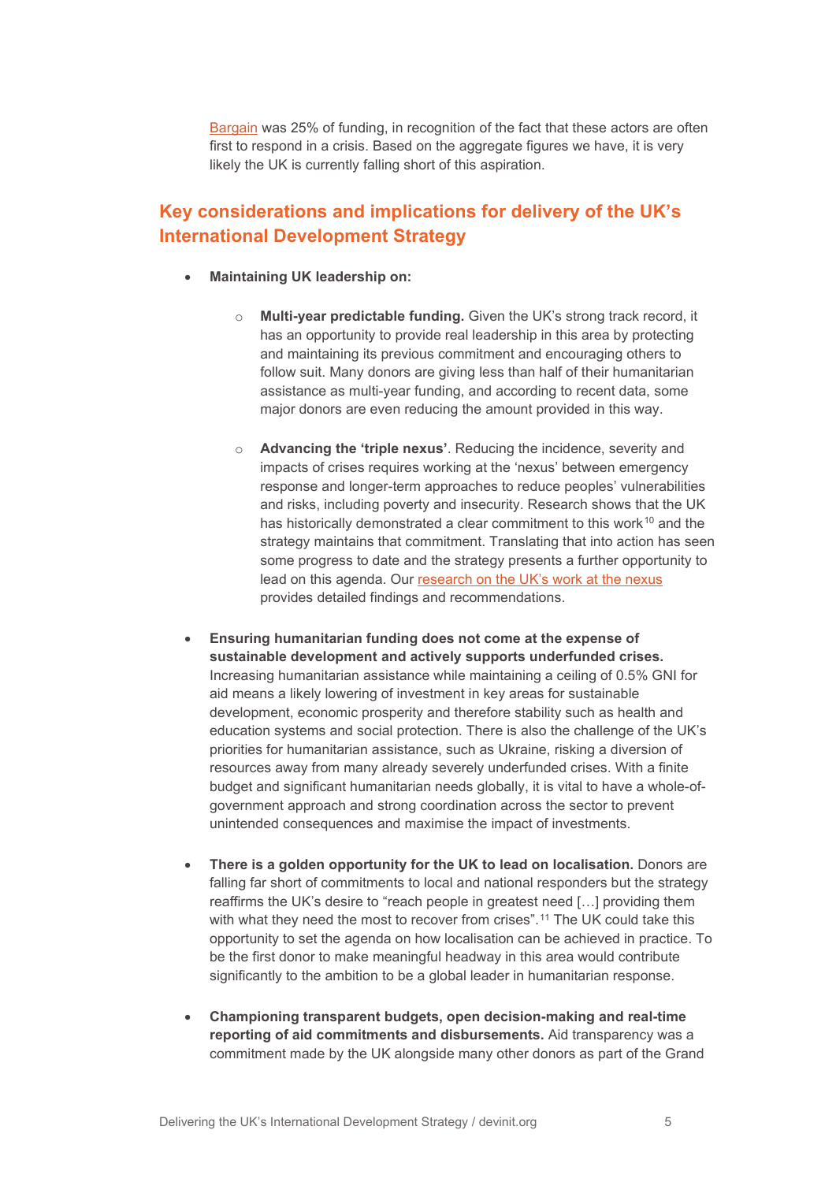Bargain was 25% of funding, in recognition of the fact that these actors are often first to respond in a crisis. Based on the aggregate figures we have, it is very likely the UK is currently falling short of this aspiration.

## Key considerations and implications for delivery of the UK's International Development Strategy

- **Maintaining UK leadership on:**
  - **Multi-year predictable funding.** Given the UK's strong track record, it has an opportunity to provide real leadership in this area by protecting and maintaining its previous commitment and encouraging others to follow suit. Many donors are giving less than half of their humanitarian assistance as multi-year funding, and according to recent data, some major donors are even reducing the amount provided in this way.
  - **Advancing the 'triple nexus'**. Reducing the incidence, severity and impacts of crises requires working at the 'nexus' between emergency response and longer-term approaches to reduce peoples' vulnerabilities and risks, including poverty and insecurity. Research shows that the UK has historically demonstrated a clear commitment to this work[10] and the strategy maintains that commitment. Translating that into action has seen some progress to date and the strategy presents a further opportunity to lead on this agenda. Our research on the UK's work at the nexus provides detailed findings and recommendations.
- **Ensuring humanitarian funding does not come at the expense of sustainable development and actively supports underfunded crises.** Increasing humanitarian assistance while maintaining a ceiling of 0.5% GNI for aid means a likely lowering of investment in key areas for sustainable development, economic prosperity and therefore stability such as health and education systems and social protection. There is also the challenge of the UK's priorities for humanitarian assistance, such as Ukraine, risking a diversion of resources away from many already severely underfunded crises. With a finite budget and significant humanitarian needs globally, it is vital to have a whole-of-government approach and strong coordination across the sector to prevent unintended consequences and maximise the impact of investments.
- **There is a golden opportunity for the UK to lead on localisation.** Donors are falling far short of commitments to local and national responders but the strategy reaffirms the UK's desire to "reach people in greatest need […] providing them with what they need the most to recover from crises".[11] The UK could take this opportunity to set the agenda on how localisation can be achieved in practice. To be the first donor to make meaningful headway in this area would contribute significantly to the ambition to be a global leader in humanitarian response.
- **Championing transparent budgets, open decision-making and real-time reporting of aid commitments and disbursements.** Aid transparency was a commitment made by the UK alongside many other donors as part of the Grand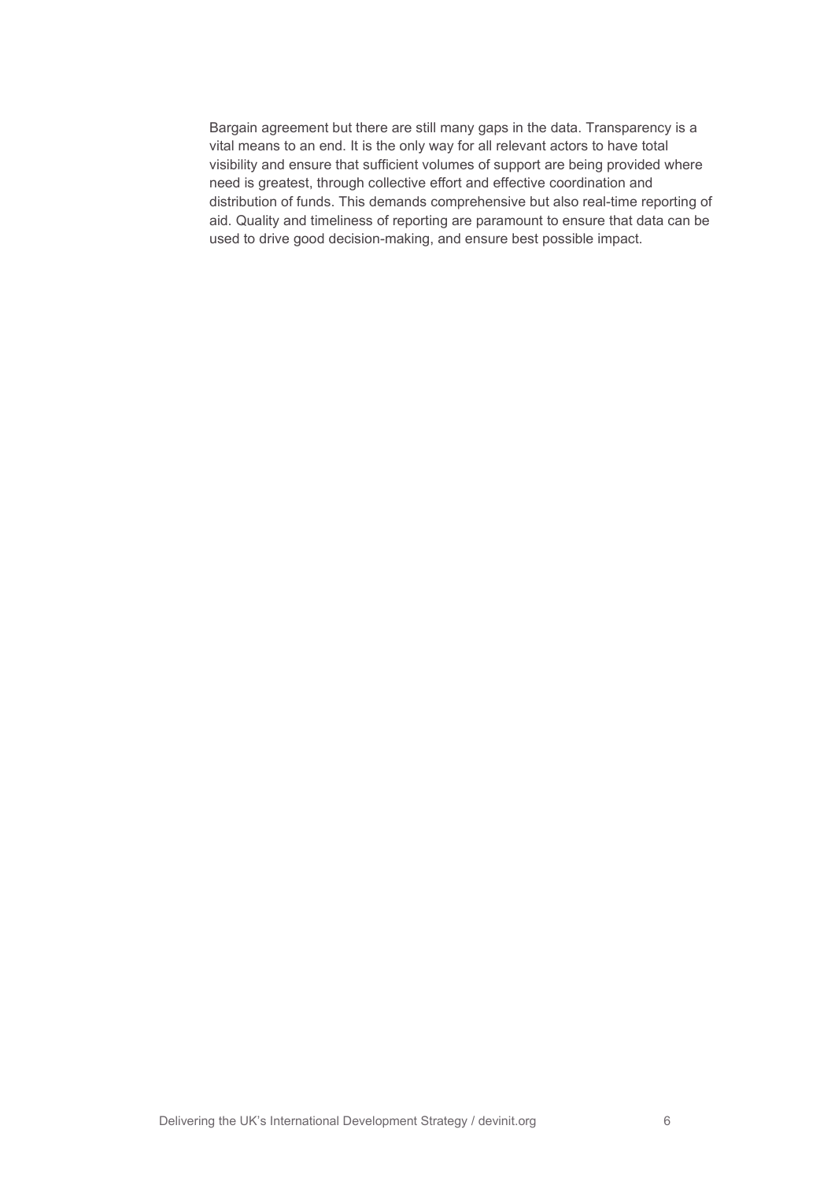Bargain agreement but there are still many gaps in the data. Transparency is a vital means to an end. It is the only way for all relevant actors to have total visibility and ensure that sufficient volumes of support are being provided where need is greatest, through collective effort and effective coordination and distribution of funds. This demands comprehensive but also real-time reporting of aid. Quality and timeliness of reporting are paramount to ensure that data can be used to drive good decision-making, and ensure best possible impact.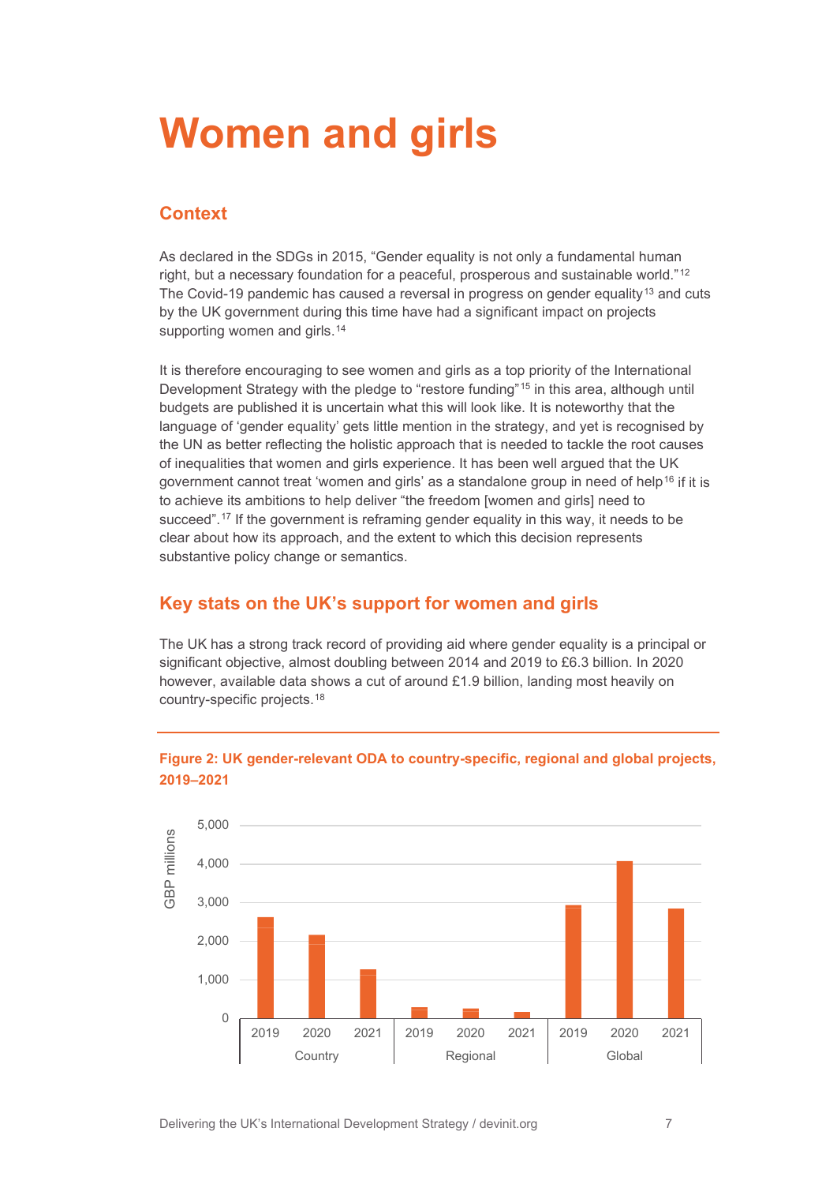# Women and girls

## Context

As declared in the SDGs in 2015, “Gender equality is not only a fundamental human right, but a necessary foundation for a peaceful, prosperous and sustainable world.”[12] The Covid-19 pandemic has caused a reversal in progress on gender equality[13] and cuts by the UK government during this time have had a significant impact on projects supporting women and girls.[14]

It is therefore encouraging to see women and girls as a top priority of the International Development Strategy with the pledge to “restore funding”[15] in this area, although until budgets are published it is uncertain what this will look like. It is noteworthy that the language of ‘gender equality’ gets little mention in the strategy, and yet is recognised by the UN as better reflecting the holistic approach that is needed to tackle the root causes of inequalities that women and girls experience. It has been well argued that the UK government cannot treat ‘women and girls’ as a standalone group in need of help[16] if it is to achieve its ambitions to help deliver “the freedom [women and girls] need to succeed”.[17] If the government is reframing gender equality in this way, it needs to be clear about how its approach, and the extent to which this decision represents substantive policy change or semantics.

## Key stats on the UK’s support for women and girls

The UK has a strong track record of providing aid where gender equality is a principal or significant objective, almost doubling between 2014 and 2019 to £6.3 billion. In 2020 however, available data shows a cut of around £1.9 billion, landing most heavily on country-specific projects.[18]

**Figure 2: UK gender-relevant ODA to country-specific, regional and global projects, 2019–2021**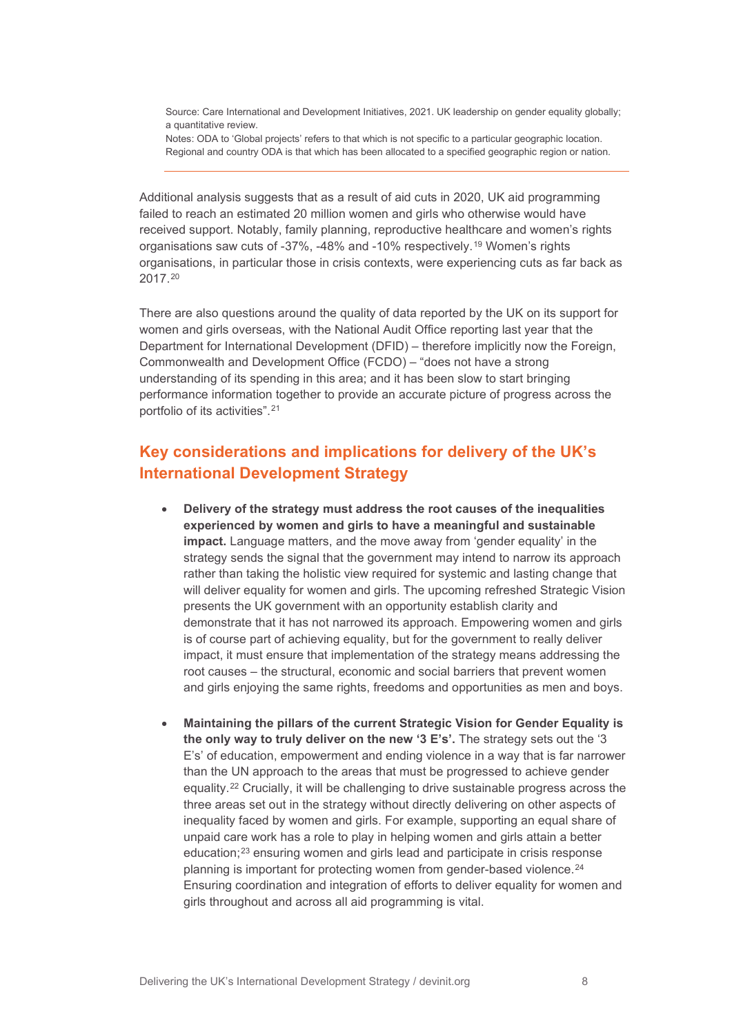Source: Care International and Development Initiatives, 2021. UK leadership on gender equality globally; a quantitative review.

Notes: ODA to 'Global projects' refers to that which is not specific to a particular geographic location. Regional and country ODA is that which has been allocated to a specified geographic region or nation.

Additional analysis suggests that as a result of aid cuts in 2020, UK aid programming failed to reach an estimated 20 million women and girls who otherwise would have received support. Notably, family planning, reproductive healthcare and women's rights organisations saw cuts of -37%, -48% and -10% respectively.[19] Women's rights organisations, in particular those in crisis contexts, were experiencing cuts as far back as 2017.[20]

There are also questions around the quality of data reported by the UK on its support for women and girls overseas, with the National Audit Office reporting last year that the Department for International Development (DFID) – therefore implicitly now the Foreign, Commonwealth and Development Office (FCDO) – "does not have a strong understanding of its spending in this area; and it has been slow to start bringing performance information together to provide an accurate picture of progress across the portfolio of its activities".[21]

## Key considerations and implications for delivery of the UK's International Development Strategy

- **Delivery of the strategy must address the root causes of the inequalities experienced by women and girls to have a meaningful and sustainable impact.** Language matters, and the move away from 'gender equality' in the strategy sends the signal that the government may intend to narrow its approach rather than taking the holistic view required for systemic and lasting change that will deliver equality for women and girls. The upcoming refreshed Strategic Vision presents the UK government with an opportunity establish clarity and demonstrate that it has not narrowed its approach. Empowering women and girls is of course part of achieving equality, but for the government to really deliver impact, it must ensure that implementation of the strategy means addressing the root causes – the structural, economic and social barriers that prevent women and girls enjoying the same rights, freedoms and opportunities as men and boys.

- **Maintaining the pillars of the current Strategic Vision for Gender Equality is the only way to truly deliver on the new '3 E's'.** The strategy sets out the '3 E's' of education, empowerment and ending violence in a way that is far narrower than the UN approach to the areas that must be progressed to achieve gender equality.[22] Crucially, it will be challenging to drive sustainable progress across the three areas set out in the strategy without directly delivering on other aspects of inequality faced by women and girls. For example, supporting an equal share of unpaid care work has a role to play in helping women and girls attain a better education;[23] ensuring women and girls lead and participate in crisis response planning is important for protecting women from gender-based violence.[24] Ensuring coordination and integration of efforts to deliver equality for women and girls throughout and across all aid programming is vital.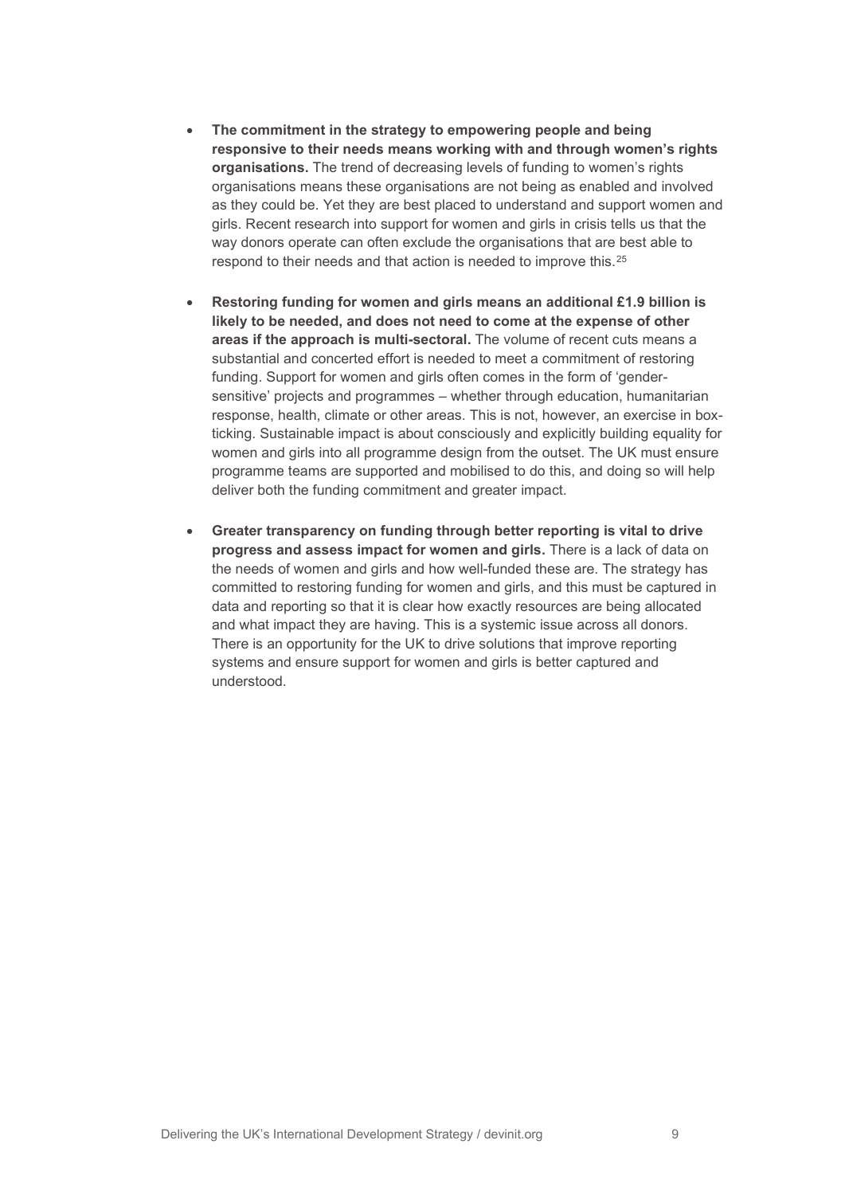- **The commitment in the strategy to empowering people and being responsive to their needs means working with and through women's rights organisations.** The trend of decreasing levels of funding to women's rights organisations means these organisations are not being as enabled and involved as they could be. Yet they are best placed to understand and support women and girls. Recent research into support for women and girls in crisis tells us that the way donors operate can often exclude the organisations that are best able to respond to their needs and that action is needed to improve this.[25]

- **Restoring funding for women and girls means an additional £1.9 billion is likely to be needed, and does not need to come at the expense of other areas if the approach is multi-sectoral.** The volume of recent cuts means a substantial and concerted effort is needed to meet a commitment of restoring funding. Support for women and girls often comes in the form of 'gender-sensitive' projects and programmes – whether through education, humanitarian response, health, climate or other areas. This is not, however, an exercise in box-ticking. Sustainable impact is about consciously and explicitly building equality for women and girls into all programme design from the outset. The UK must ensure programme teams are supported and mobilised to do this, and doing so will help deliver both the funding commitment and greater impact.

- **Greater transparency on funding through better reporting is vital to drive progress and assess impact for women and girls.** There is a lack of data on the needs of women and girls and how well-funded these are. The strategy has committed to restoring funding for women and girls, and this must be captured in data and reporting so that it is clear how exactly resources are being allocated and what impact they are having. This is a systemic issue across all donors. There is an opportunity for the UK to drive solutions that improve reporting systems and ensure support for women and girls is better captured and understood.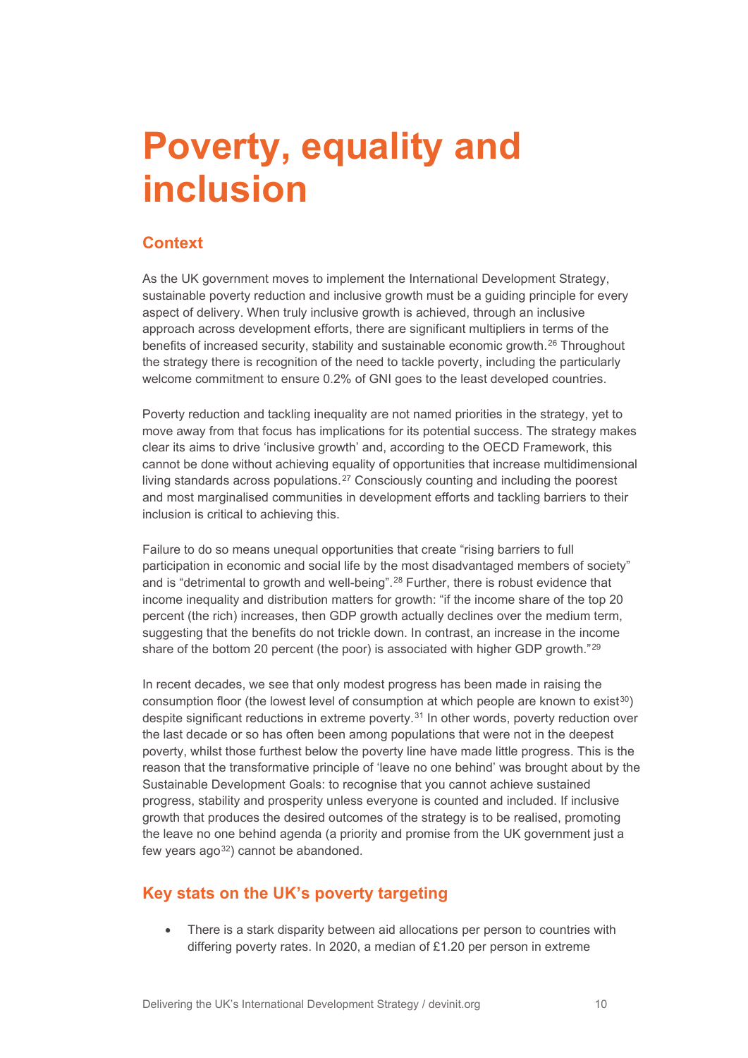# Poverty, equality and inclusion

## Context

As the UK government moves to implement the International Development Strategy, sustainable poverty reduction and inclusive growth must be a guiding principle for every aspect of delivery. When truly inclusive growth is achieved, through an inclusive approach across development efforts, there are significant multipliers in terms of the benefits of increased security, stability and sustainable economic growth.[26] Throughout the strategy there is recognition of the need to tackle poverty, including the particularly welcome commitment to ensure 0.2% of GNI goes to the least developed countries.

Poverty reduction and tackling inequality are not named priorities in the strategy, yet to move away from that focus has implications for its potential success. The strategy makes clear its aims to drive 'inclusive growth' and, according to the OECD Framework, this cannot be done without achieving equality of opportunities that increase multidimensional living standards across populations.[27] Consciously counting and including the poorest and most marginalised communities in development efforts and tackling barriers to their inclusion is critical to achieving this.

Failure to do so means unequal opportunities that create "rising barriers to full participation in economic and social life by the most disadvantaged members of society" and is "detrimental to growth and well-being".[28] Further, there is robust evidence that income inequality and distribution matters for growth: "if the income share of the top 20 percent (the rich) increases, then GDP growth actually declines over the medium term, suggesting that the benefits do not trickle down. In contrast, an increase in the income share of the bottom 20 percent (the poor) is associated with higher GDP growth."[29]

In recent decades, we see that only modest progress has been made in raising the consumption floor (the lowest level of consumption at which people are known to exist[30]) despite significant reductions in extreme poverty.[31] In other words, poverty reduction over the last decade or so has often been among populations that were not in the deepest poverty, whilst those furthest below the poverty line have made little progress. This is the reason that the transformative principle of 'leave no one behind' was brought about by the Sustainable Development Goals: to recognise that you cannot achieve sustained progress, stability and prosperity unless everyone is counted and included. If inclusive growth that produces the desired outcomes of the strategy is to be realised, promoting the leave no one behind agenda (a priority and promise from the UK government just a few years ago[32]) cannot be abandoned.

## Key stats on the UK's poverty targeting

- There is a stark disparity between aid allocations per person to countries with differing poverty rates. In 2020, a median of £1.20 per person in extreme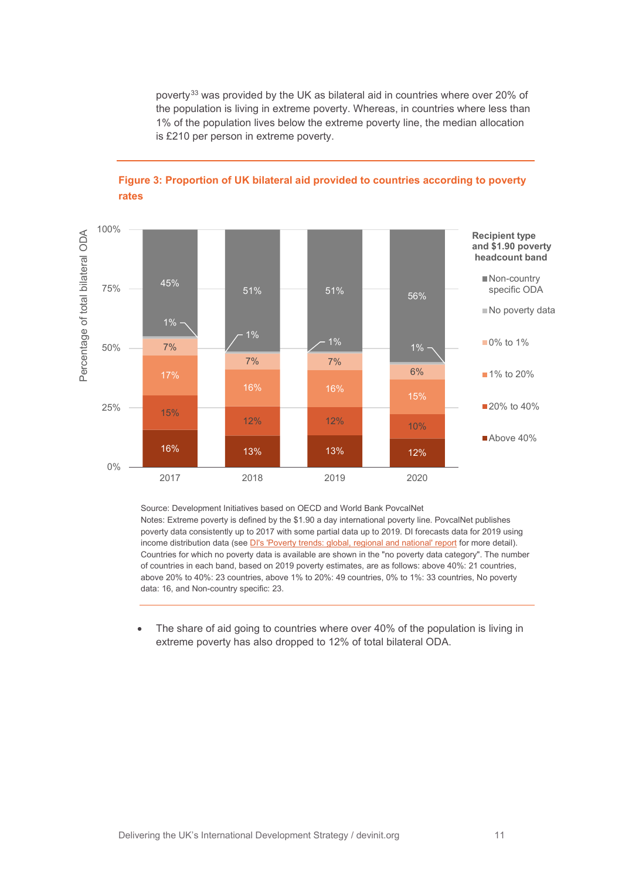poverty[33] was provided by the UK as bilateral aid in countries where over 20% of the population is living in extreme poverty. Whereas, in countries where less than 1% of the population lives below the extreme poverty line, the median allocation is £210 per person in extreme poverty.

**Figure 3: Proportion of UK bilateral aid provided to countries according to poverty rates**

Percentage of total bilateral ODA, by recipient type and $1.90 poverty headcount band:

| Recipient type and $1.90 poverty headcount band | 2017 | 2018 | 2019 | 2020 |
|---|---|---|---|---|
| Non-country specific ODA | 45% | 51% | 51% | 56% |
| No poverty data | 1% | 1% | 1% | 1% |
| 0% to 1% | 7% | 7% | 7% | 6% |
| 1% to 20% | 17% | 16% | 16% | 15% |
| 20% to 40% | 15% | 12% | 12% | 10% |
| Above 40% | 16% | 13% | 13% | 12% |

Source: Development Initiatives based on OECD and World Bank PovcalNet

Notes: Extreme poverty is defined by the $1.90 a day international poverty line. PovcalNet publishes poverty data consistently up to 2017 with some partial data up to 2019. DI forecasts data for 2019 using income distribution data (see DI's 'Poverty trends: global, regional and national' report for more detail). Countries for which no poverty data is available are shown in the "no poverty data category". The number of countries in each band, based on 2019 poverty estimates, are as follows: above 40%: 21 countries, above 20% to 40%: 23 countries, above 1% to 20%: 49 countries, 0% to 1%: 33 countries, No poverty data: 16, and Non-country specific: 23.

- The share of aid going to countries where over 40% of the population is living in extreme poverty has also dropped to 12% of total bilateral ODA.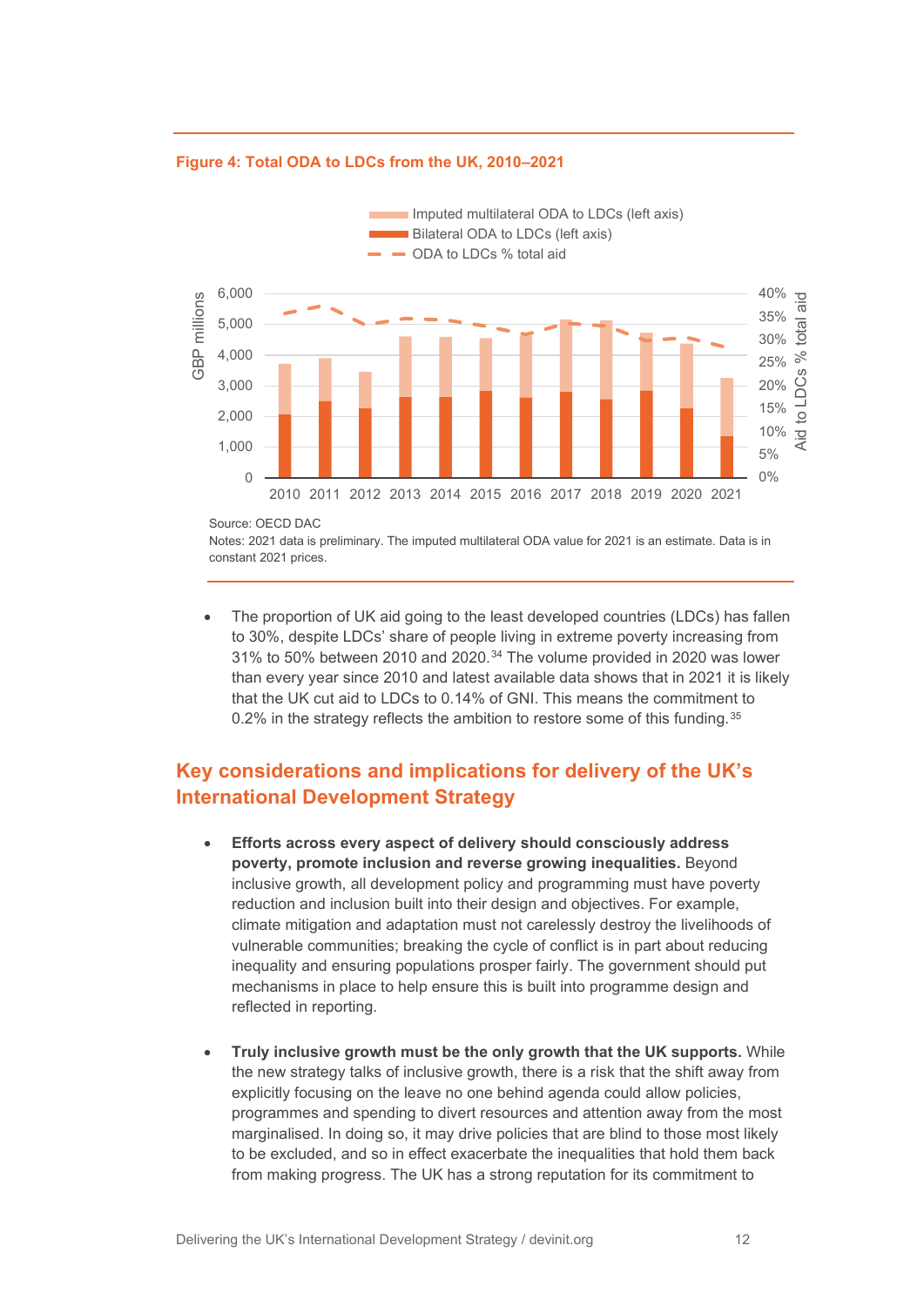**Figure 4: Total ODA to LDCs from the UK, 2010–2021**

Source: OECD DAC

Notes: 2021 data is preliminary. The imputed multilateral ODA value for 2021 is an estimate. Data is in constant 2021 prices.

- The proportion of UK aid going to the least developed countries (LDCs) has fallen to 30%, despite LDCs' share of people living in extreme poverty increasing from 31% to 50% between 2010 and 2020.[34] The volume provided in 2020 was lower than every year since 2010 and latest available data shows that in 2021 it is likely that the UK cut aid to LDCs to 0.14% of GNI. This means the commitment to 0.2% in the strategy reflects the ambition to restore some of this funding.[35]

## Key considerations and implications for delivery of the UK's International Development Strategy

- **Efforts across every aspect of delivery should consciously address poverty, promote inclusion and reverse growing inequalities.** Beyond inclusive growth, all development policy and programming must have poverty reduction and inclusion built into their design and objectives. For example, climate mitigation and adaptation must not carelessly destroy the livelihoods of vulnerable communities; breaking the cycle of conflict is in part about reducing inequality and ensuring populations prosper fairly. The government should put mechanisms in place to help ensure this is built into programme design and reflected in reporting.

- **Truly inclusive growth must be the only growth that the UK supports.** While the new strategy talks of inclusive growth, there is a risk that the shift away from explicitly focusing on the leave no one behind agenda could allow policies, programmes and spending to divert resources and attention away from the most marginalised. In doing so, it may drive policies that are blind to those most likely to be excluded, and so in effect exacerbate the inequalities that hold them back from making progress. The UK has a strong reputation for its commitment to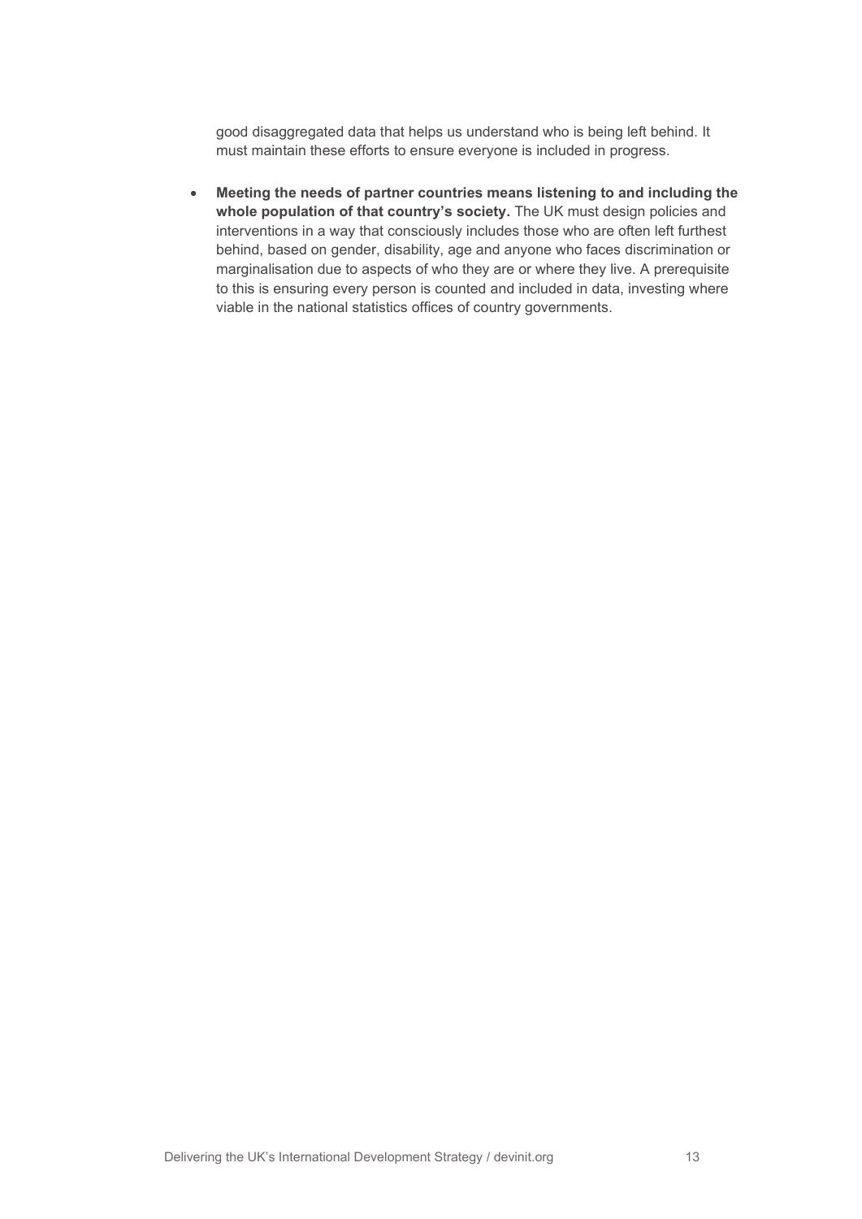good disaggregated data that helps us understand who is being left behind. It must maintain these efforts to ensure everyone is included in progress.

- **Meeting the needs of partner countries means listening to and including the whole population of that country's society.** The UK must design policies and interventions in a way that consciously includes those who are often left furthest behind, based on gender, disability, age and anyone who faces discrimination or marginalisation due to aspects of who they are or where they live. A prerequisite to this is ensuring every person is counted and included in data, investing where viable in the national statistics offices of country governments.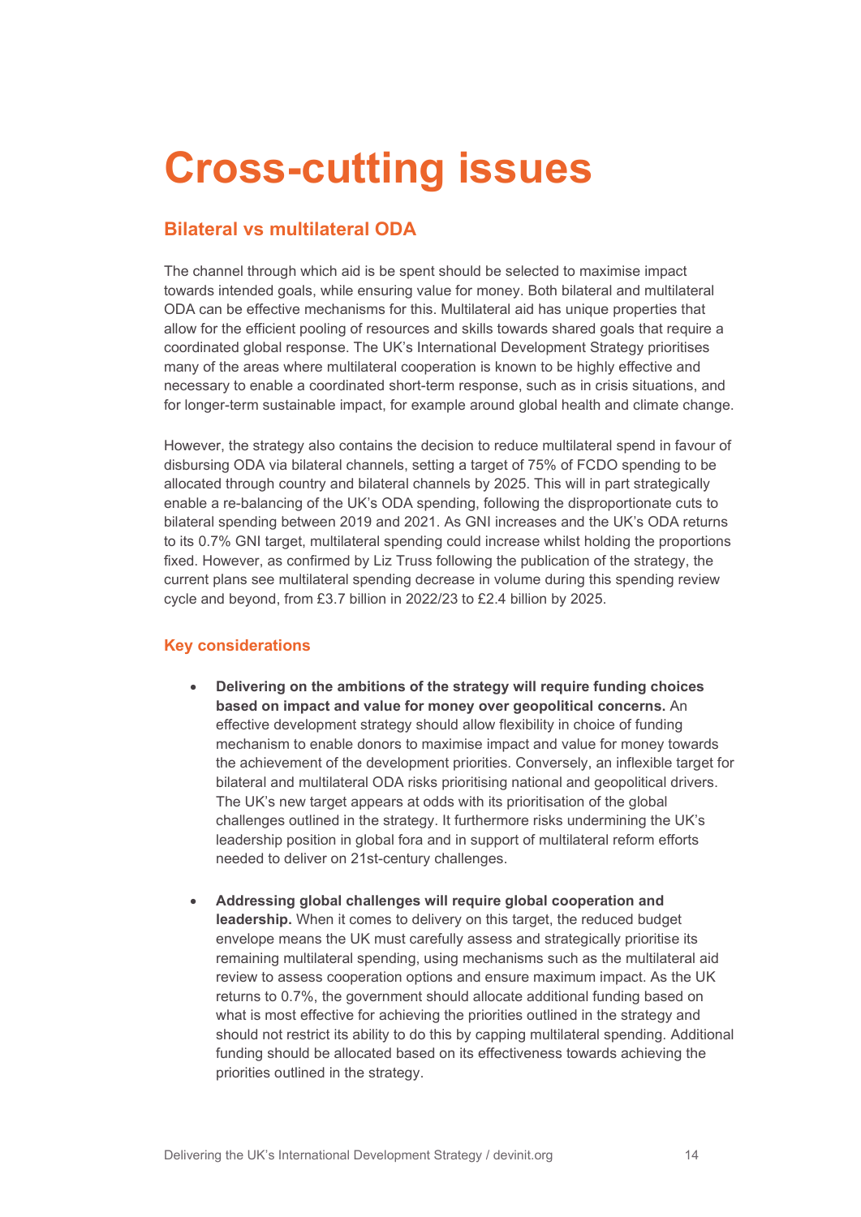# Cross-cutting issues

## Bilateral vs multilateral ODA

The channel through which aid is be spent should be selected to maximise impact towards intended goals, while ensuring value for money. Both bilateral and multilateral ODA can be effective mechanisms for this. Multilateral aid has unique properties that allow for the efficient pooling of resources and skills towards shared goals that require a coordinated global response. The UK's International Development Strategy prioritises many of the areas where multilateral cooperation is known to be highly effective and necessary to enable a coordinated short-term response, such as in crisis situations, and for longer-term sustainable impact, for example around global health and climate change.

However, the strategy also contains the decision to reduce multilateral spend in favour of disbursing ODA via bilateral channels, setting a target of 75% of FCDO spending to be allocated through country and bilateral channels by 2025. This will in part strategically enable a re-balancing of the UK's ODA spending, following the disproportionate cuts to bilateral spending between 2019 and 2021. As GNI increases and the UK's ODA returns to its 0.7% GNI target, multilateral spending could increase whilst holding the proportions fixed. However, as confirmed by Liz Truss following the publication of the strategy, the current plans see multilateral spending decrease in volume during this spending review cycle and beyond, from £3.7 billion in 2022/23 to £2.4 billion by 2025.

### Key considerations

- **Delivering on the ambitions of the strategy will require funding choices based on impact and value for money over geopolitical concerns.** An effective development strategy should allow flexibility in choice of funding mechanism to enable donors to maximise impact and value for money towards the achievement of the development priorities. Conversely, an inflexible target for bilateral and multilateral ODA risks prioritising national and geopolitical drivers. The UK's new target appears at odds with its prioritisation of the global challenges outlined in the strategy. It furthermore risks undermining the UK's leadership position in global fora and in support of multilateral reform efforts needed to deliver on 21st-century challenges.

- **Addressing global challenges will require global cooperation and leadership.** When it comes to delivery on this target, the reduced budget envelope means the UK must carefully assess and strategically prioritise its remaining multilateral spending, using mechanisms such as the multilateral aid review to assess cooperation options and ensure maximum impact. As the UK returns to 0.7%, the government should allocate additional funding based on what is most effective for achieving the priorities outlined in the strategy and should not restrict its ability to do this by capping multilateral spending. Additional funding should be allocated based on its effectiveness towards achieving the priorities outlined in the strategy.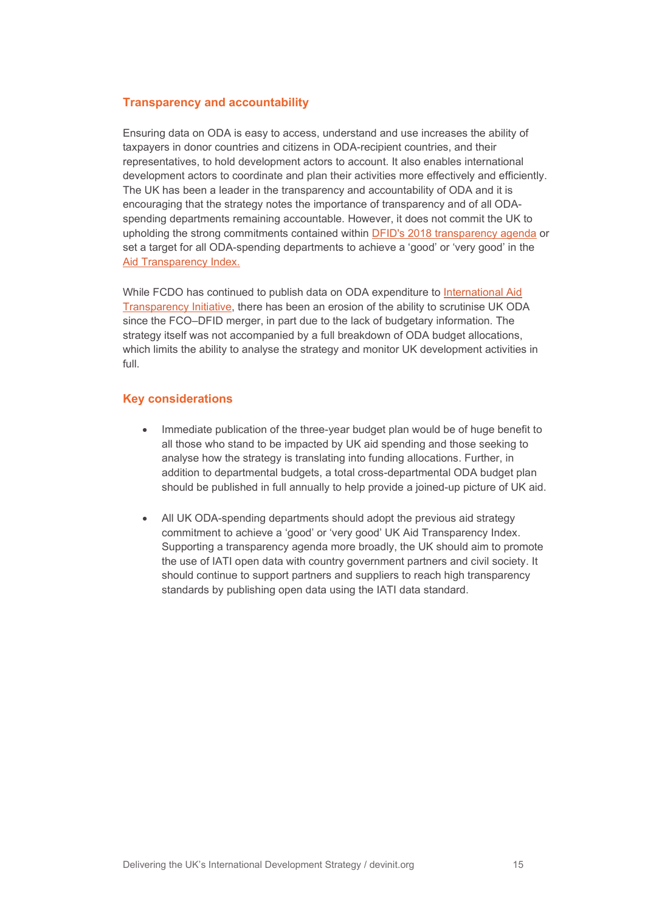## Transparency and accountability

Ensuring data on ODA is easy to access, understand and use increases the ability of taxpayers in donor countries and citizens in ODA-recipient countries, and their representatives, to hold development actors to account. It also enables international development actors to coordinate and plan their activities more effectively and efficiently. The UK has been a leader in the transparency and accountability of ODA and it is encouraging that the strategy notes the importance of transparency and of all ODA-spending departments remaining accountable. However, it does not commit the UK to upholding the strong commitments contained within DFID's 2018 transparency agenda or set a target for all ODA-spending departments to achieve a 'good' or 'very good' in the Aid Transparency Index.

While FCDO has continued to publish data on ODA expenditure to International Aid Transparency Initiative, there has been an erosion of the ability to scrutinise UK ODA since the FCO–DFID merger, in part due to the lack of budgetary information. The strategy itself was not accompanied by a full breakdown of ODA budget allocations, which limits the ability to analyse the strategy and monitor UK development activities in full.

## Key considerations

- Immediate publication of the three-year budget plan would be of huge benefit to all those who stand to be impacted by UK aid spending and those seeking to analyse how the strategy is translating into funding allocations. Further, in addition to departmental budgets, a total cross-departmental ODA budget plan should be published in full annually to help provide a joined-up picture of UK aid.

- All UK ODA-spending departments should adopt the previous aid strategy commitment to achieve a 'good' or 'very good' UK Aid Transparency Index. Supporting a transparency agenda more broadly, the UK should aim to promote the use of IATI open data with country government partners and civil society. It should continue to support partners and suppliers to reach high transparency standards by publishing open data using the IATI data standard.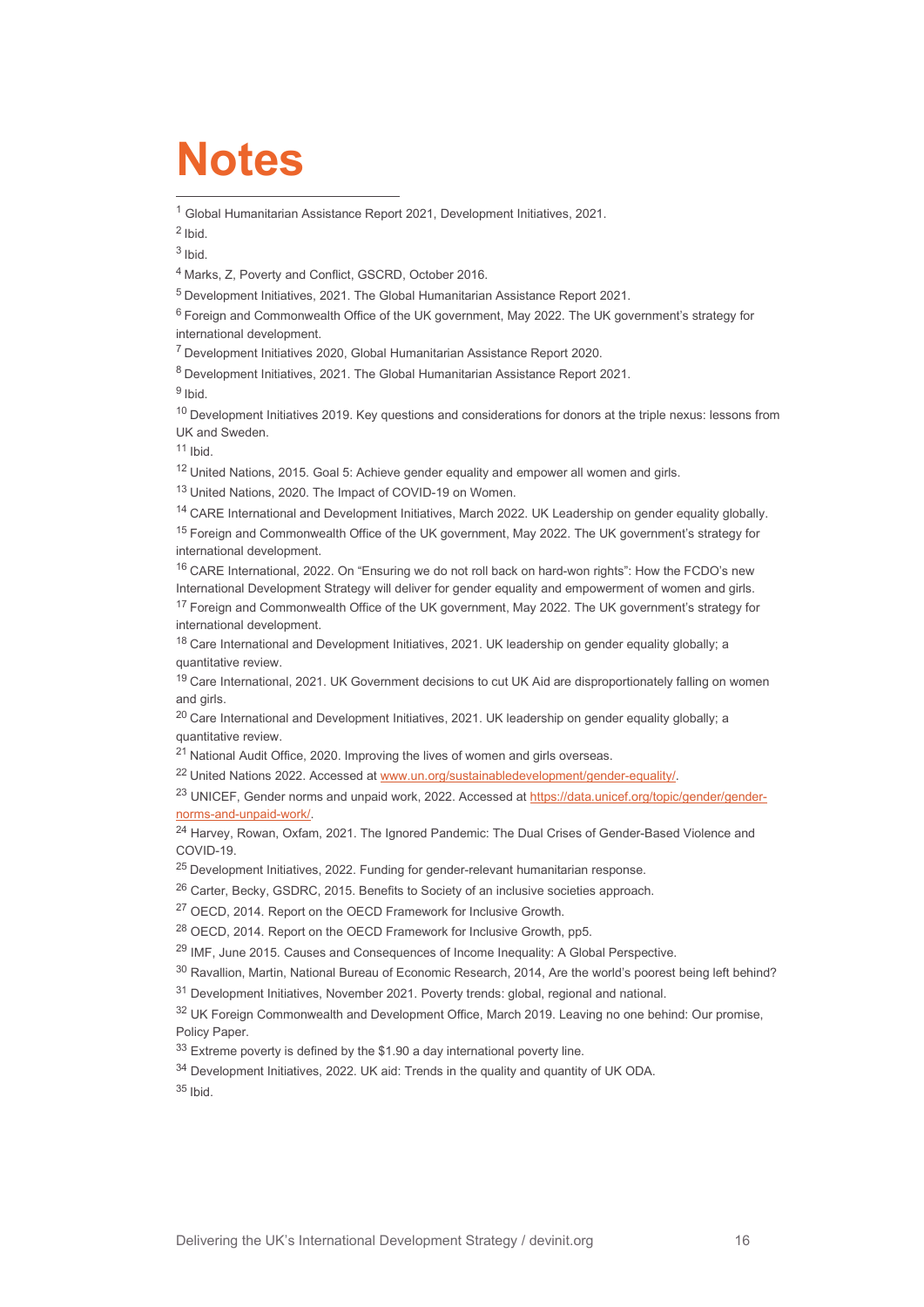# Notes

[1] Global Humanitarian Assistance Report 2021, Development Initiatives, 2021.

[2] Ibid.

[3] Ibid.

[4] Marks, Z, Poverty and Conflict, GSCRD, October 2016.

[5] Development Initiatives, 2021. The Global Humanitarian Assistance Report 2021.

[6] Foreign and Commonwealth Office of the UK government, May 2022. The UK government's strategy for international development.

[7] Development Initiatives 2020, Global Humanitarian Assistance Report 2020.

[8] Development Initiatives, 2021. The Global Humanitarian Assistance Report 2021.

[9] Ibid.

[10] Development Initiatives 2019. Key questions and considerations for donors at the triple nexus: lessons from UK and Sweden.

[11] Ibid.

[12] United Nations, 2015. Goal 5: Achieve gender equality and empower all women and girls.

[13] United Nations, 2020. The Impact of COVID-19 on Women.

[14] CARE International and Development Initiatives, March 2022. UK Leadership on gender equality globally.

[15] Foreign and Commonwealth Office of the UK government, May 2022. The UK government's strategy for international development.

[16] CARE International, 2022. On "Ensuring we do not roll back on hard-won rights": How the FCDO's new International Development Strategy will deliver for gender equality and empowerment of women and girls.

[17] Foreign and Commonwealth Office of the UK government, May 2022. The UK government's strategy for international development.

[18] Care International and Development Initiatives, 2021. UK leadership on gender equality globally; a quantitative review.

[19] Care International, 2021. UK Government decisions to cut UK Aid are disproportionately falling on women and girls.

[20] Care International and Development Initiatives, 2021. UK leadership on gender equality globally; a quantitative review.

[21] National Audit Office, 2020. Improving the lives of women and girls overseas.

[22] United Nations 2022. Accessed at www.un.org/sustainabledevelopment/gender-equality/.

[23] UNICEF, Gender norms and unpaid work, 2022. Accessed at https://data.unicef.org/topic/gender/gender-norms-and-unpaid-work/.

[24] Harvey, Rowan, Oxfam, 2021. The Ignored Pandemic: The Dual Crises of Gender-Based Violence and COVID-19.

[25] Development Initiatives, 2022. Funding for gender-relevant humanitarian response.

[26] Carter, Becky, GSDRC, 2015. Benefits to Society of an inclusive societies approach.

[27] OECD, 2014. Report on the OECD Framework for Inclusive Growth.

[28] OECD, 2014. Report on the OECD Framework for Inclusive Growth, pp5.

[29] IMF, June 2015. Causes and Consequences of Income Inequality: A Global Perspective.

[30] Ravallion, Martin, National Bureau of Economic Research, 2014, Are the world's poorest being left behind?

[31] Development Initiatives, November 2021. Poverty trends: global, regional and national.

[32] UK Foreign Commonwealth and Development Office, March 2019. Leaving no one behind: Our promise, Policy Paper.

[33] Extreme poverty is defined by the $1.90 a day international poverty line.

[34] Development Initiatives, 2022. UK aid: Trends in the quality and quantity of UK ODA.

[35] Ibid.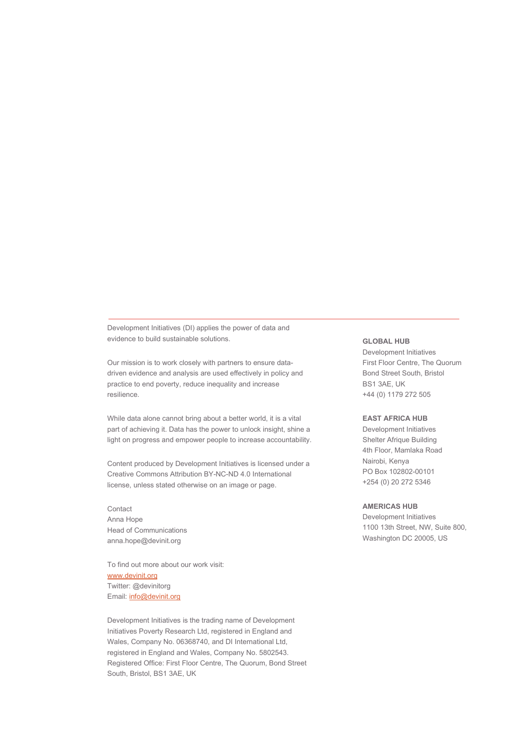Development Initiatives (DI) applies the power of data and evidence to build sustainable solutions.

Our mission is to work closely with partners to ensure data-driven evidence and analysis are used effectively in policy and practice to end poverty, reduce inequality and increase resilience.

While data alone cannot bring about a better world, it is a vital part of achieving it. Data has the power to unlock insight, shine a light on progress and empower people to increase accountability.

Content produced by Development Initiatives is licensed under a Creative Commons Attribution BY-NC-ND 4.0 International license, unless stated otherwise on an image or page.

Contact
Anna Hope
Head of Communications
anna.hope@devinit.org

To find out more about our work visit:
www.devinit.org
Twitter: @devinitorg
Email: info@devinit.org

Development Initiatives is the trading name of Development Initiatives Poverty Research Ltd, registered in England and Wales, Company No. 06368740, and DI International Ltd, registered in England and Wales, Company No. 5802543. Registered Office: First Floor Centre, The Quorum, Bond Street South, Bristol, BS1 3AE, UK

**GLOBAL HUB**
Development Initiatives
First Floor Centre, The Quorum
Bond Street South, Bristol
BS1 3AE, UK
+44 (0) 1179 272 505

**EAST AFRICA HUB**
Development Initiatives
Shelter Afrique Building
4th Floor, Mamlaka Road
Nairobi, Kenya
PO Box 102802-00101
+254 (0) 20 272 5346

**AMERICAS HUB**
Development Initiatives
1100 13th Street, NW, Suite 800,
Washington DC 20005, US